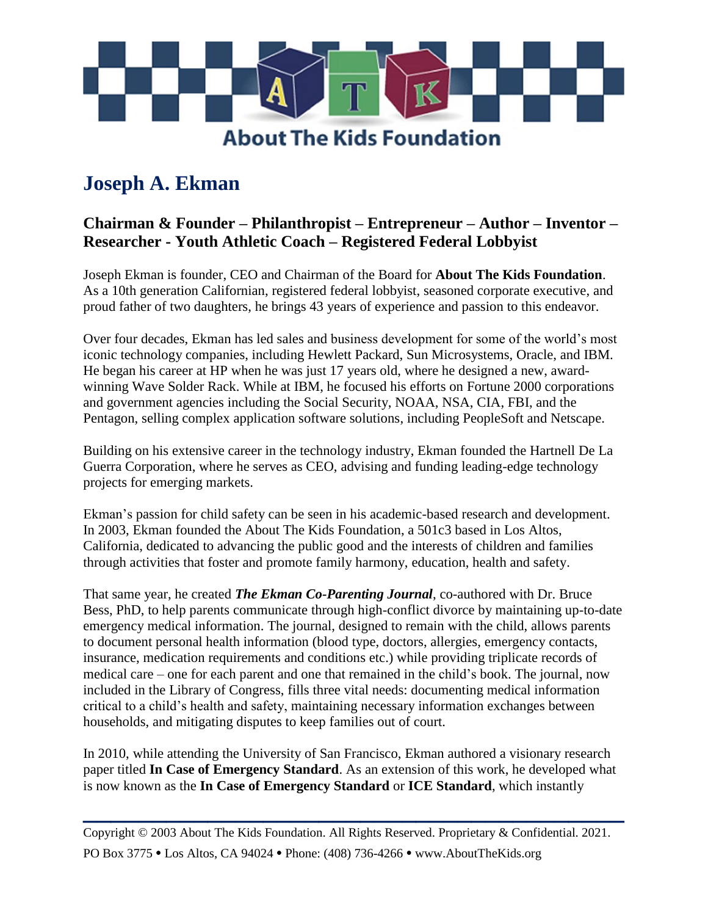# About The Kids Foundation

## Joseph A. Ekman

### Chairman & Founder – Philanthropist – Entrepreneur – Author – Inventor – Researcher - Youth Athletic Coach – Registered Federal Lobbyist

Joseph Ekman is founder, CEO and Chairman of the Board for **About The Kids Foundation**. As a 10th generation Californian, registered federal lobbyist, seasoned corporate executive, and proud father of two daughters, he brings 43 years of experience and passion to this endeavor.

Over four decades, Ekman has led sales and business development for some of the world's most iconic technology companies, including Hewlett Packard, Sun Microsystems, Oracle, and IBM. He began his career at HP when he was just 17 years old, where he designed a new, award-winning Wave Solder Rack. While at IBM, he focused his efforts on Fortune 2000 corporations and government agencies including the Social Security, NOAA, NSA, CIA, FBI, and the Pentagon, selling complex application software solutions, including PeopleSoft and Netscape.

Building on his extensive career in the technology industry, Ekman founded the Hartnell De La Guerra Corporation, where he serves as CEO, advising and funding leading-edge technology projects for emerging markets.

Ekman's passion for child safety can be seen in his academic-based research and development. In 2003, Ekman founded the About The Kids Foundation, a 501c3 based in Los Altos, California, dedicated to advancing the public good and the interests of children and families through activities that foster and promote family harmony, education, health and safety.

That same year, he created ***The Ekman Co-Parenting Journal***, co-authored with Dr. Bruce Bess, PhD, to help parents communicate through high-conflict divorce by maintaining up-to-date emergency medical information. The journal, designed to remain with the child, allows parents to document personal health information (blood type, doctors, allergies, emergency contacts, insurance, medication requirements and conditions etc.) while providing triplicate records of medical care – one for each parent and one that remained in the child's book. The journal, now included in the Library of Congress, fills three vital needs: documenting medical information critical to a child's health and safety, maintaining necessary information exchanges between households, and mitigating disputes to keep families out of court.

In 2010, while attending the University of San Francisco, Ekman authored a visionary research paper titled **In Case of Emergency Standard**. As an extension of this work, he developed what is now known as the **In Case of Emergency Standard** or **ICE Standard**, which instantly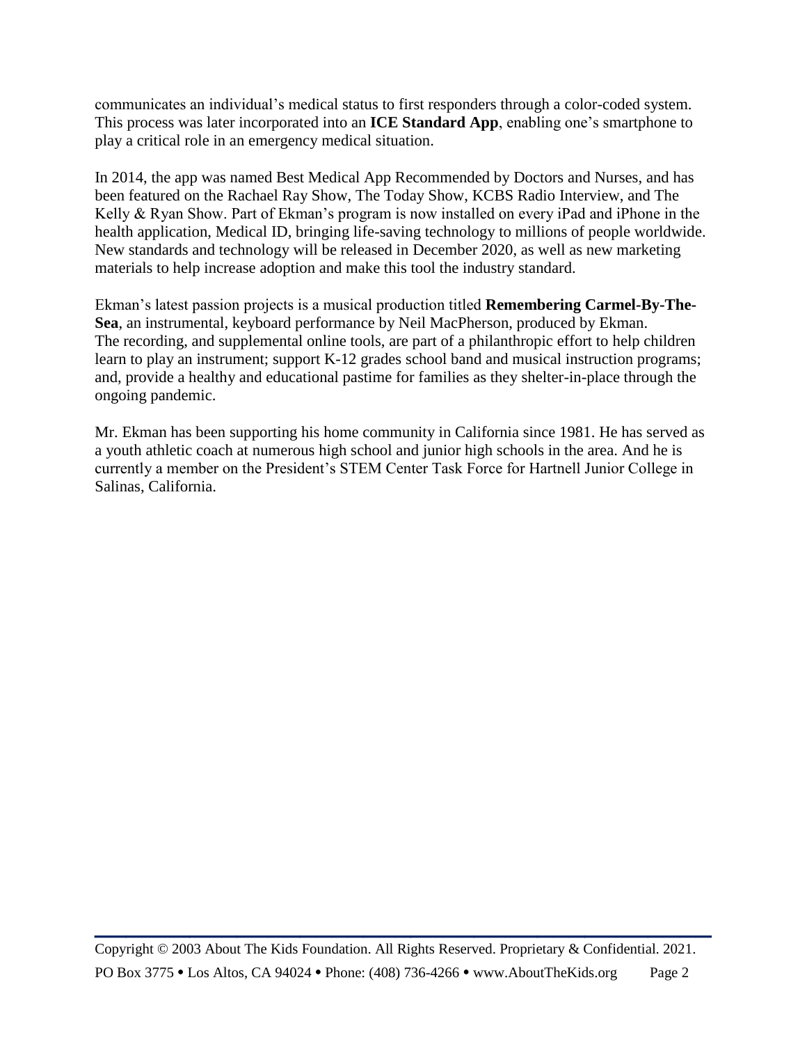communicates an individual's medical status to first responders through a color-coded system. This process was later incorporated into an **ICE Standard App**, enabling one's smartphone to play a critical role in an emergency medical situation.

In 2014, the app was named Best Medical App Recommended by Doctors and Nurses, and has been featured on the Rachael Ray Show, The Today Show, KCBS Radio Interview, and The Kelly & Ryan Show. Part of Ekman's program is now installed on every iPad and iPhone in the health application, Medical ID, bringing life-saving technology to millions of people worldwide. New standards and technology will be released in December 2020, as well as new marketing materials to help increase adoption and make this tool the industry standard.

Ekman's latest passion projects is a musical production titled **Remembering Carmel-By-The-Sea**, an instrumental, keyboard performance by Neil MacPherson, produced by Ekman. The recording, and supplemental online tools, are part of a philanthropic effort to help children learn to play an instrument; support K-12 grades school band and musical instruction programs; and, provide a healthy and educational pastime for families as they shelter-in-place through the ongoing pandemic.

Mr. Ekman has been supporting his home community in California since 1981. He has served as a youth athletic coach at numerous high school and junior high schools in the area. And he is currently a member on the President's STEM Center Task Force for Hartnell Junior College in Salinas, California.